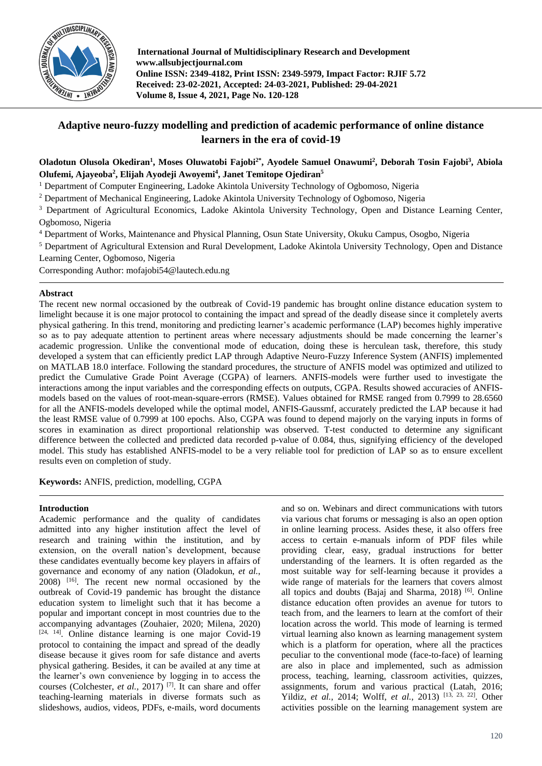**International Journal of Multidisciplinary Research and Development**
**www.allsubjectjournal.com**
**Online ISSN: 2349-4182, Print ISSN: 2349-5979, Impact Factor: RJIF 5.72**
**Received: 23-02-2021, Accepted: 24-03-2021, Published: 29-04-2021**
**Volume 8, Issue 4, 2021, Page No. 120-128**

# Adaptive neuro-fuzzy modelling and prediction of academic performance of online distance learners in the era of covid-19

**Oladotun Olusola Okediran[1], Moses Oluwatobi Fajobi[2*], Ayodele Samuel Onawumi[2], Deborah Tosin Fajobi[3], Abiola Olufemi, Ajayeoba[2], Elijah Ayodeji Awoyemi[4], Janet Temitope Ojediran[5]**

[1] Department of Computer Engineering, Ladoke Akintola University Technology of Ogbomoso, Nigeria

[2] Department of Mechanical Engineering, Ladoke Akintola University Technology of Ogbomoso, Nigeria

[3] Department of Agricultural Economics, Ladoke Akintola University Technology, Open and Distance Learning Center, Ogbomoso, Nigeria

[4] Department of Works, Maintenance and Physical Planning, Osun State University, Okuku Campus, Osogbo, Nigeria

[5] Department of Agricultural Extension and Rural Development, Ladoke Akintola University Technology, Open and Distance Learning Center, Ogbomoso, Nigeria

Corresponding Author: mofajobi54@lautech.edu.ng

## Abstract

The recent new normal occasioned by the outbreak of Covid-19 pandemic has brought online distance education system to limelight because it is one major protocol to containing the impact and spread of the deadly disease since it completely averts physical gathering. In this trend, monitoring and predicting learner's academic performance (LAP) becomes highly imperative so as to pay adequate attention to pertinent areas where necessary adjustments should be made concerning the learner's academic progression. Unlike the conventional mode of education, doing these is herculean task, therefore, this study developed a system that can efficiently predict LAP through Adaptive Neuro-Fuzzy Inference System (ANFIS) implemented on MATLAB 18.0 interface. Following the standard procedures, the structure of ANFIS model was optimized and utilized to predict the Cumulative Grade Point Average (CGPA) of learners. ANFIS-models were further used to investigate the interactions among the input variables and the corresponding effects on outputs, CGPA. Results showed accuracies of ANFIS-models based on the values of root-mean-square-errors (RMSE). Values obtained for RMSE ranged from 0.7999 to 28.6560 for all the ANFIS-models developed while the optimal model, ANFIS-Gaussmf, accurately predicted the LAP because it had the least RMSE value of 0.7999 at 100 epochs. Also, CGPA was found to depend majorly on the varying inputs in forms of scores in examination as direct proportional relationship was observed. T-test conducted to determine any significant difference between the collected and predicted data recorded p-value of 0.084, thus, signifying efficiency of the developed model. This study has established ANFIS-model to be a very reliable tool for prediction of LAP so as to ensure excellent results even on completion of study.

**Keywords:** ANFIS, prediction, modelling, CGPA

## Introduction

Academic performance and the quality of candidates admitted into any higher institution affect the level of research and training within the institution, and by extension, on the overall nation's development, because these candidates eventually become key players in affairs of governance and economy of any nation (Oladokun, *et al.*, 2008) [16]. The recent new normal occasioned by the outbreak of Covid-19 pandemic has brought the distance education system to limelight such that it has become a popular and important concept in most countries due to the accompanying advantages (Zouhaier, 2020; Milena, 2020) [24, 14]. Online distance learning is one major Covid-19 protocol to containing the impact and spread of the deadly disease because it gives room for safe distance and averts physical gathering. Besides, it can be availed at any time at the learner's own convenience by logging in to access the courses (Colchester, *et al.*, 2017) [7]. It can share and offer teaching-learning materials in diverse formats such as slideshows, audios, videos, PDFs, e-mails, word documents and so on. Webinars and direct communications with tutors via various chat forums or messaging is also an open option in online learning process. Asides these, it also offers free access to certain e-manuals inform of PDF files while providing clear, easy, gradual instructions for better understanding of the learners. It is often regarded as the most suitable way for self-learning because it provides a wide range of materials for the learners that covers almost all topics and doubts (Bajaj and Sharma, 2018) [6]. Online distance education often provides an avenue for tutors to teach from, and the learners to learn at the comfort of their location across the world. This mode of learning is termed virtual learning also known as learning management system which is a platform for operation, where all the practices peculiar to the conventional mode (face-to-face) of learning are also in place and implemented, such as admission process, teaching, learning, classroom activities, quizzes, assignments, forum and various practical (Latah, 2016; Yildiz, *et al.*, 2014; Wolff, *et al.*, 2013) [13, 23, 22]. Other activities possible on the learning management system are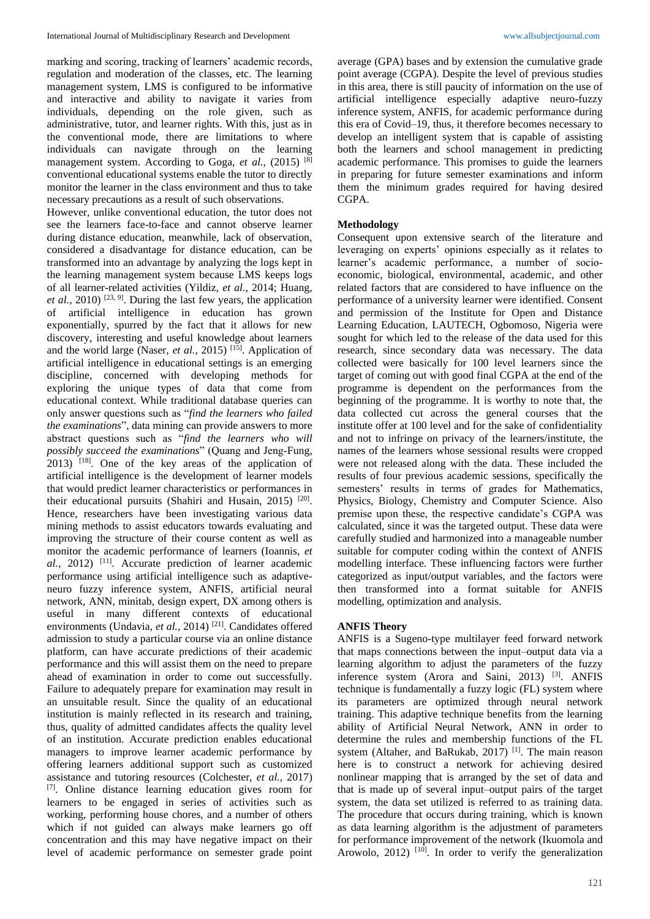marking and scoring, tracking of learners' academic records, regulation and moderation of the classes, etc. The learning management system, LMS is configured to be informative and interactive and ability to navigate it varies from individuals, depending on the role given, such as administrative, tutor, and learner rights. With this, just as in the conventional mode, there are limitations to where individuals can navigate through on the learning management system. According to Goga, *et al.,* (2015) [8] conventional educational systems enable the tutor to directly monitor the learner in the class environment and thus to take necessary precautions as a result of such observations.

However, unlike conventional education, the tutor does not see the learners face-to-face and cannot observe learner during distance education, meanwhile, lack of observation, considered a disadvantage for distance education, can be transformed into an advantage by analyzing the logs kept in the learning management system because LMS keeps logs of all learner-related activities (Yildiz, *et al.,* 2014; Huang, *et al.,* 2010) [23, 9]. During the last few years, the application of artificial intelligence in education has grown exponentially, spurred by the fact that it allows for new discovery, interesting and useful knowledge about learners and the world large (Naser, *et al.,* 2015) [15]. Application of artificial intelligence in educational settings is an emerging discipline, concerned with developing methods for exploring the unique types of data that come from educational context. While traditional database queries can only answer questions such as "*find the learners who failed the examinations*", data mining can provide answers to more abstract questions such as "*find the learners who will possibly succeed the examinations*" (Quang and Jeng-Fung, 2013) [18]. One of the key areas of the application of artificial intelligence is the development of learner models that would predict learner characteristics or performances in their educational pursuits (Shahiri and Husain, 2015) [20]. Hence, researchers have been investigating various data mining methods to assist educators towards evaluating and improving the structure of their course content as well as monitor the academic performance of learners (Ioannis, *et al.,* 2012) [11]. Accurate prediction of learner academic performance using artificial intelligence such as adaptive-neuro fuzzy inference system, ANFIS, artificial neural network, ANN, minitab, design expert, DX among others is useful in many different contexts of educational environments (Undavia, *et al.,* 2014) [21]. Candidates offered admission to study a particular course via an online distance platform, can have accurate predictions of their academic performance and this will assist them on the need to prepare ahead of examination in order to come out successfully. Failure to adequately prepare for examination may result in an unsuitable result. Since the quality of an educational institution is mainly reflected in its research and training, thus, quality of admitted candidates affects the quality level of an institution. Accurate prediction enables educational managers to improve learner academic performance by offering learners additional support such as customized assistance and tutoring resources (Colchester, *et al.,* 2017) [7]. Online distance learning education gives room for learners to be engaged in series of activities such as working, performing house chores, and a number of others which if not guided can always make learners go off concentration and this may have negative impact on their level of academic performance on semester grade point average (GPA) bases and by extension the cumulative grade point average (CGPA). Despite the level of previous studies in this area, there is still paucity of information on the use of artificial intelligence especially adaptive neuro-fuzzy inference system, ANFIS, for academic performance during this era of Covid–19, thus, it therefore becomes necessary to develop an intelligent system that is capable of assisting both the learners and school management in predicting academic performance. This promises to guide the learners in preparing for future semester examinations and inform them the minimum grades required for having desired CGPA.

## Methodology

Consequent upon extensive search of the literature and leveraging on experts' opinions especially as it relates to learner's academic performance, a number of socio-economic, biological, environmental, academic, and other related factors that are considered to have influence on the performance of a university learner were identified. Consent and permission of the Institute for Open and Distance Learning Education, LAUTECH, Ogbomoso, Nigeria were sought for which led to the release of the data used for this research, since secondary data was necessary. The data collected were basically for 100 level learners since the target of coming out with good final CGPA at the end of the programme is dependent on the performances from the beginning of the programme. It is worthy to note that, the data collected cut across the general courses that the institute offer at 100 level and for the sake of confidentiality and not to infringe on privacy of the learners/institute, the names of the learners whose sessional results were cropped were not released along with the data. These included the results of four previous academic sessions, specifically the semesters' results in terms of grades for Mathematics, Physics, Biology, Chemistry and Computer Science. Also premise upon these, the respective candidate's CGPA was calculated, since it was the targeted output. These data were carefully studied and harmonized into a manageable number suitable for computer coding within the context of ANFIS modelling interface. These influencing factors were further categorized as input/output variables, and the factors were then transformed into a format suitable for ANFIS modelling, optimization and analysis.

## ANFIS Theory

ANFIS is a Sugeno-type multilayer feed forward network that maps connections between the input–output data via a learning algorithm to adjust the parameters of the fuzzy inference system (Arora and Saini, 2013) [3]. ANFIS technique is fundamentally a fuzzy logic (FL) system where its parameters are optimized through neural network training. This adaptive technique benefits from the learning ability of Artificial Neural Network, ANN in order to determine the rules and membership functions of the FL system (Altaher, and BaRukab, 2017) [1]. The main reason here is to construct a network for achieving desired nonlinear mapping that is arranged by the set of data and that is made up of several input–output pairs of the target system, the data set utilized is referred to as training data. The procedure that occurs during training, which is known as data learning algorithm is the adjustment of parameters for performance improvement of the network (Ikuomola and Arowolo, 2012) [10]. In order to verify the generalization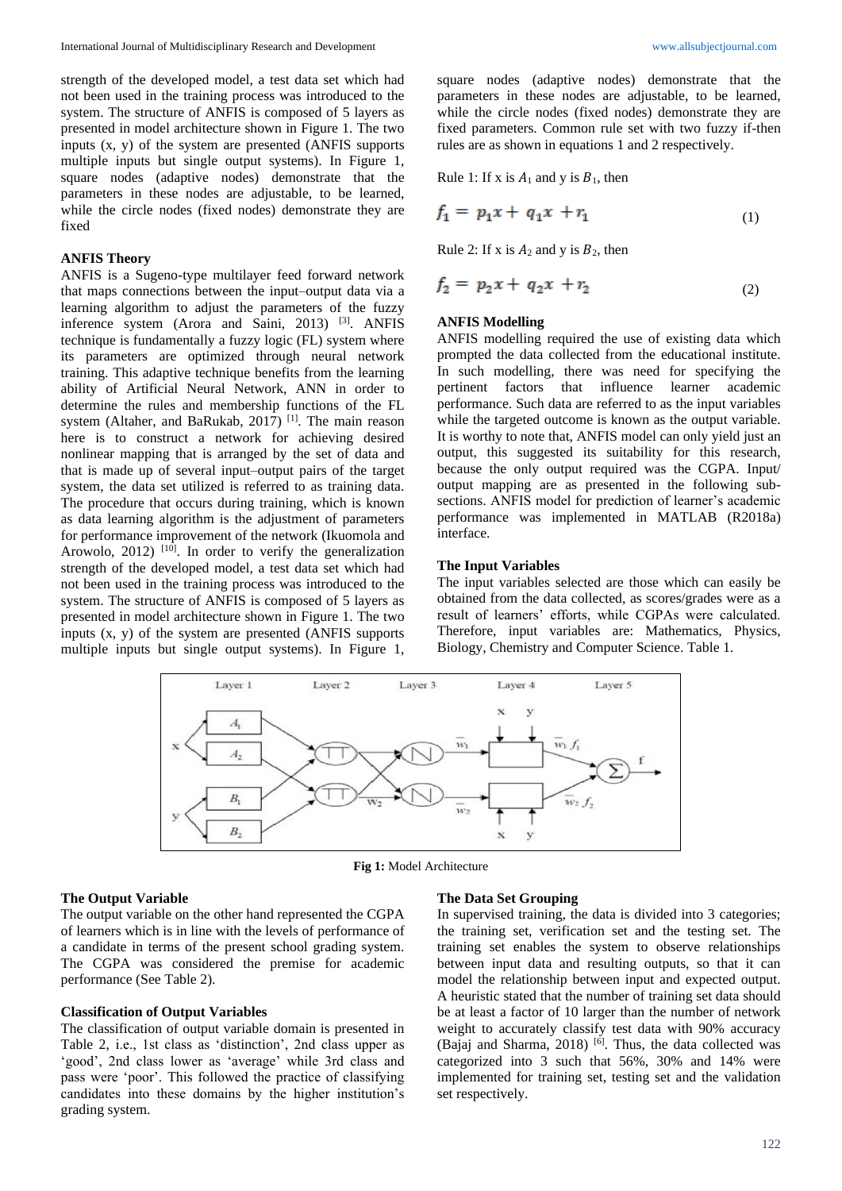strength of the developed model, a test data set which had not been used in the training process was introduced to the system. The structure of ANFIS is composed of 5 layers as presented in model architecture shown in Figure 1. The two inputs (x, y) of the system are presented (ANFIS supports multiple inputs but single output systems). In Figure 1, square nodes (adaptive nodes) demonstrate that the parameters in these nodes are adjustable, to be learned, while the circle nodes (fixed nodes) demonstrate they are fixed

### ANFIS Theory

ANFIS is a Sugeno-type multilayer feed forward network that maps connections between the input–output data via a learning algorithm to adjust the parameters of the fuzzy inference system (Arora and Saini, 2013) [3]. ANFIS technique is fundamentally a fuzzy logic (FL) system where its parameters are optimized through neural network training. This adaptive technique benefits from the learning ability of Artificial Neural Network, ANN in order to determine the rules and membership functions of the FL system (Altaher, and BaRukab, 2017) [1]. The main reason here is to construct a network for achieving desired nonlinear mapping that is arranged by the set of data and that is made up of several input–output pairs of the target system, the data set utilized is referred to as training data. The procedure that occurs during training, which is known as data learning algorithm is the adjustment of parameters for performance improvement of the network (Ikuomola and Arowolo, 2012) [10]. In order to verify the generalization strength of the developed model, a test data set which had not been used in the training process was introduced to the system. The structure of ANFIS is composed of 5 layers as presented in model architecture shown in Figure 1. The two inputs (x, y) of the system are presented (ANFIS supports multiple inputs but single output systems). In Figure 1, square nodes (adaptive nodes) demonstrate that the parameters in these nodes are adjustable, to be learned, while the circle nodes (fixed nodes) demonstrate they are fixed parameters. Common rule set with two fuzzy if-then rules are as shown in equations 1 and 2 respectively.

Rule 1: If x is $A_1$ and y is $B_1$, then

$$f_1 = p_1 x + q_1 x + r_1 \tag{1}$$

Rule 2: If x is $A_2$ and y is $B_2$, then

$$f_2 = p_2 x + q_2 x + r_2 \tag{2}$$

### ANFIS Modelling

ANFIS modelling required the use of existing data which prompted the data collected from the educational institute. In such modelling, there was need for specifying the pertinent factors that influence learner academic performance. Such data are referred to as the input variables while the targeted outcome is known as the output variable. It is worthy to note that, ANFIS model can only yield just an output, this suggested its suitability for this research, because the only output required was the CGPA. Input/ output mapping are as presented in the following sub-sections. ANFIS model for prediction of learner's academic performance was implemented in MATLAB (R2018a) interface.

### The Input Variables

The input variables selected are those which can easily be obtained from the data collected, as scores/grades were as a result of learners' efforts, while CGPAs were calculated. Therefore, input variables are: Mathematics, Physics, Biology, Chemistry and Computer Science. Table 1.

**Fig 1:** Model Architecture

### The Output Variable

The output variable on the other hand represented the CGPA of learners which is in line with the levels of performance of a candidate in terms of the present school grading system. The CGPA was considered the premise for academic performance (See Table 2).

### Classification of Output Variables

The classification of output variable domain is presented in Table 2, i.e., 1st class as 'distinction', 2nd class upper as 'good', 2nd class lower as 'average' while 3rd class and pass were 'poor'. This followed the practice of classifying candidates into these domains by the higher institution's grading system.

### The Data Set Grouping

In supervised training, the data is divided into 3 categories; the training set, verification set and the testing set. The training set enables the system to observe relationships between input data and resulting outputs, so that it can model the relationship between input and expected output. A heuristic stated that the number of training set data should be at least a factor of 10 larger than the number of network weight to accurately classify test data with 90% accuracy (Bajaj and Sharma, 2018) [6]. Thus, the data collected was categorized into 3 such that 56%, 30% and 14% were implemented for training set, testing set and the validation set respectively.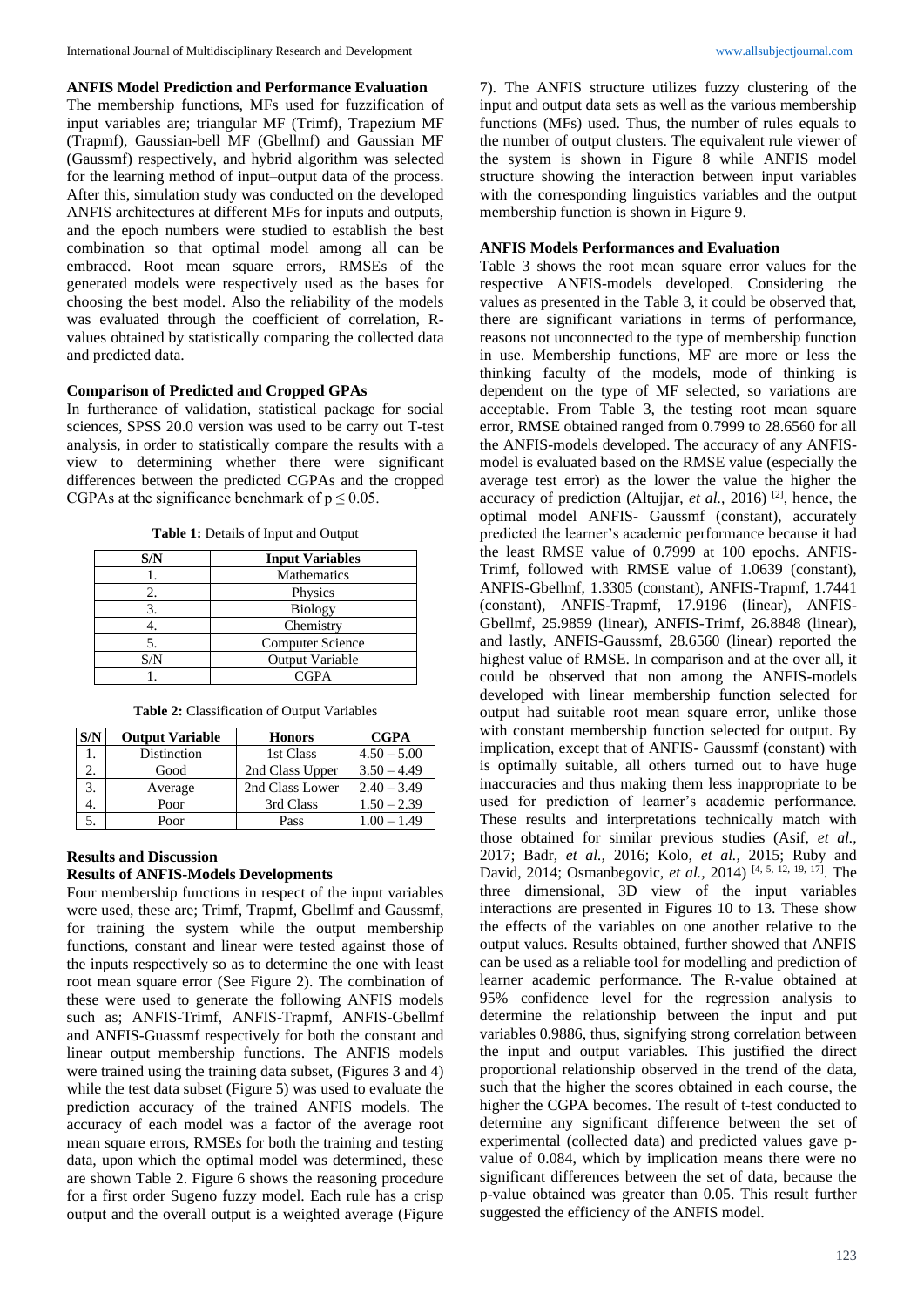### ANFIS Model Prediction and Performance Evaluation

The membership functions, MFs used for fuzzification of input variables are; triangular MF (Trimf), Trapezium MF (Trapmf), Gaussian-bell MF (Gbellmf) and Gaussian MF (Gaussmf) respectively, and hybrid algorithm was selected for the learning method of input–output data of the process. After this, simulation study was conducted on the developed ANFIS architectures at different MFs for inputs and outputs, and the epoch numbers were studied to establish the best combination so that optimal model among all can be embraced. Root mean square errors, RMSEs of the generated models were respectively used as the bases for choosing the best model. Also the reliability of the models was evaluated through the coefficient of correlation, R-values obtained by statistically comparing the collected data and predicted data.

### Comparison of Predicted and Cropped GPAs

In furtherance of validation, statistical package for social sciences, SPSS 20.0 version was used to be carry out T-test analysis, in order to statistically compare the results with a view to determining whether there were significant differences between the predicted CGPAs and the cropped CGPAs at the significance benchmark of $p \leq 0.05$.

**Table 1:** Details of Input and Output

| S/N | Input Variables |
|---|---|
| 1. | Mathematics |
| 2. | Physics |
| 3. | Biology |
| 4. | Chemistry |
| 5. | Computer Science |
| S/N | Output Variable |
| 1. | CGPA |

**Table 2:** Classification of Output Variables

| S/N | Output Variable | Honors | CGPA |
|---|---|---|---|
| 1. | Distinction | 1st Class | 4.50 – 5.00 |
| 2. | Good | 2nd Class Upper | 3.50 – 4.49 |
| 3. | Average | 2nd Class Lower | 2.40 – 3.49 |
| 4. | Poor | 3rd Class | 1.50 – 2.39 |
| 5. | Poor | Pass | 1.00 – 1.49 |

## Results and Discussion

### Results of ANFIS-Models Developments

Four membership functions in respect of the input variables were used, these are; Trimf, Trapmf, Gbellmf and Gaussmf, for training the system while the output membership functions, constant and linear were tested against those of the inputs respectively so as to determine the one with least root mean square error (See Figure 2). The combination of these were used to generate the following ANFIS models such as; ANFIS-Trimf, ANFIS-Trapmf, ANFIS-Gbellmf and ANFIS-Guassmf respectively for both the constant and linear output membership functions. The ANFIS models were trained using the training data subset, (Figures 3 and 4) while the test data subset (Figure 5) was used to evaluate the prediction accuracy of the trained ANFIS models. The accuracy of each model was a factor of the average root mean square errors, RMSEs for both the training and testing data, upon which the optimal model was determined, these are shown Table 2. Figure 6 shows the reasoning procedure for a first order Sugeno fuzzy model. Each rule has a crisp output and the overall output is a weighted average (Figure 7). The ANFIS structure utilizes fuzzy clustering of the input and output data sets as well as the various membership functions (MFs) used. Thus, the number of rules equals to the number of output clusters. The equivalent rule viewer of the system is shown in Figure 8 while ANFIS model structure showing the interaction between input variables with the corresponding linguistics variables and the output membership function is shown in Figure 9.

### ANFIS Models Performances and Evaluation

Table 3 shows the root mean square error values for the respective ANFIS-models developed. Considering the values as presented in the Table 3, it could be observed that, there are significant variations in terms of performance, reasons not unconnected to the type of membership function in use. Membership functions, MF are more or less the thinking faculty of the models, mode of thinking is dependent on the type of MF selected, so variations are acceptable. From Table 3, the testing root mean square error, RMSE obtained ranged from 0.7999 to 28.6560 for all the ANFIS-models developed. The accuracy of any ANFIS-model is evaluated based on the RMSE value (especially the average test error) as the lower the value the higher the accuracy of prediction (Altujjar, *et al.,* 2016) [2], hence, the optimal model ANFIS- Gaussmf (constant), accurately predicted the learner's academic performance because it had the least RMSE value of 0.7999 at 100 epochs. ANFIS-Trimf, followed with RMSE value of 1.0639 (constant), ANFIS-Gbellmf, 1.3305 (constant), ANFIS-Trapmf, 1.7441 (constant), ANFIS-Trapmf, 17.9196 (linear), ANFIS-Gbellmf, 25.9859 (linear), ANFIS-Trimf, 26.8848 (linear), and lastly, ANFIS-Gaussmf, 28.6560 (linear) reported the highest value of RMSE. In comparison and at the over all, it could be observed that non among the ANFIS-models developed with linear membership function selected for output had suitable root mean square error, unlike those with constant membership function selected for output. By implication, except that of ANFIS- Gaussmf (constant) with is optimally suitable, all others turned out to have huge inaccuracies and thus making them less inappropriate to be used for prediction of learner's academic performance. These results and interpretations technically match with those obtained for similar previous studies (Asif, *et al.,* 2017; Badr, *et al.,* 2016; Kolo, *et al.,* 2015; Ruby and David, 2014; Osmanbegovic, *et al.,* 2014) [4, 5, 12, 19, 17]. The three dimensional, 3D view of the input variables interactions are presented in Figures 10 to 13. These show the effects of the variables on one another relative to the output values. Results obtained, further showed that ANFIS can be used as a reliable tool for modelling and prediction of learner academic performance. The R-value obtained at 95% confidence level for the regression analysis to determine the relationship between the input and put variables 0.9886, thus, signifying strong correlation between the input and output variables. This justified the direct proportional relationship observed in the trend of the data, such that the higher the scores obtained in each course, the higher the CGPA becomes. The result of t-test conducted to determine any significant difference between the set of experimental (collected data) and predicted values gave p-value of 0.084, which by implication means there were no significant differences between the set of data, because the p-value obtained was greater than 0.05. This result further suggested the efficiency of the ANFIS model.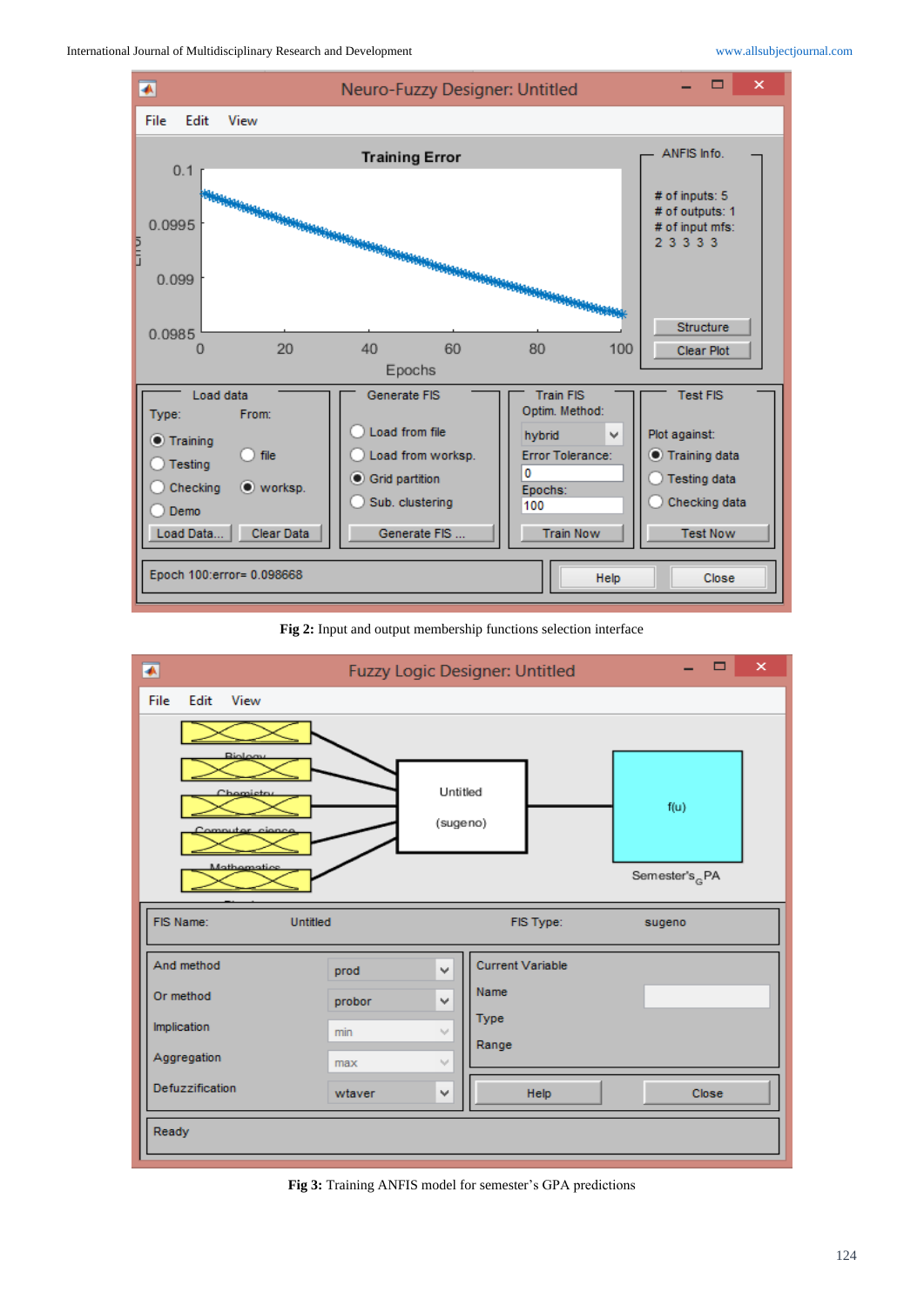**Fig 2:** Input and output membership functions selection interface

**Fig 3:** Training ANFIS model for semester's GPA predictions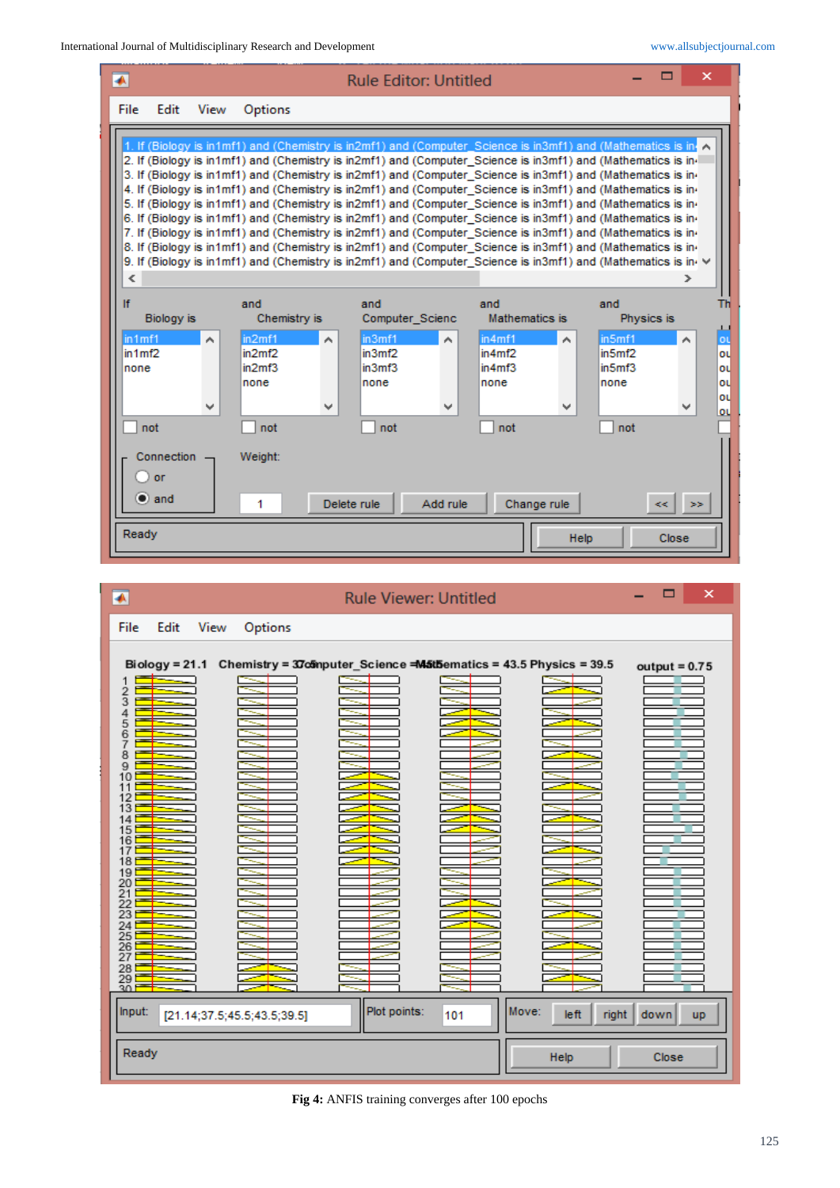**Fig 4:** ANFIS training converges after 100 epochs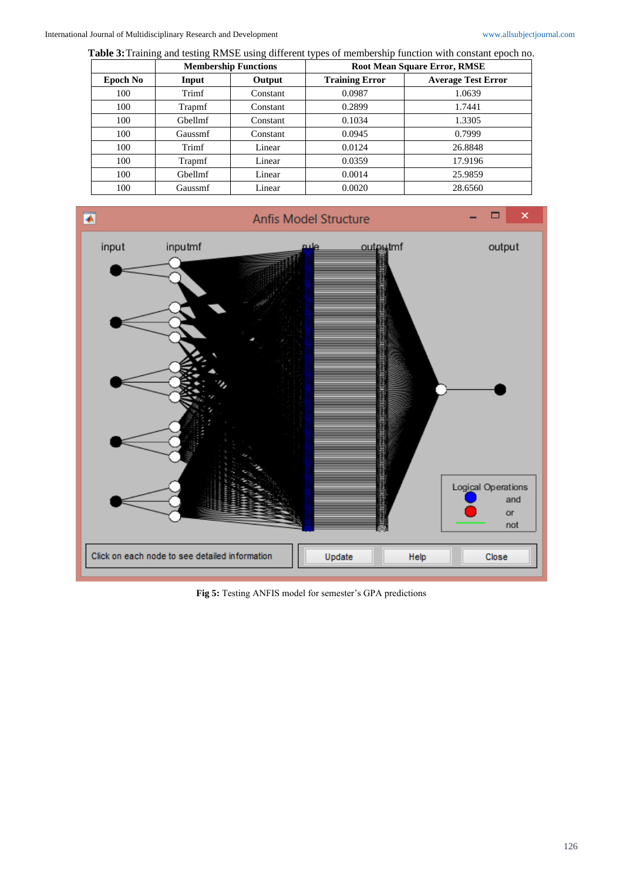**Table 3:** Training and testing RMSE using different types of membership function with constant epoch no.

| | Membership Functions | | Root Mean Square Error, RMSE | |
|---|---|---|---|---|
| **Epoch No** | **Input** | **Output** | **Training Error** | **Average Test Error** |
| 100 | Trimf | Constant | 0.0987 | 1.0639 |
| 100 | Trapmf | Constant | 0.2899 | 1.7441 |
| 100 | Gbellmf | Constant | 0.1034 | 1.3305 |
| 100 | Gaussmf | Constant | 0.0945 | 0.7999 |
| 100 | Trimf | Linear | 0.0124 | 26.8848 |
| 100 | Trapmf | Linear | 0.0359 | 17.9196 |
| 100 | Gbellmf | Linear | 0.0014 | 25.9859 |
| 100 | Gaussmf | Linear | 0.0020 | 28.6560 |

**Fig 5:** Testing ANFIS model for semester's GPA predictions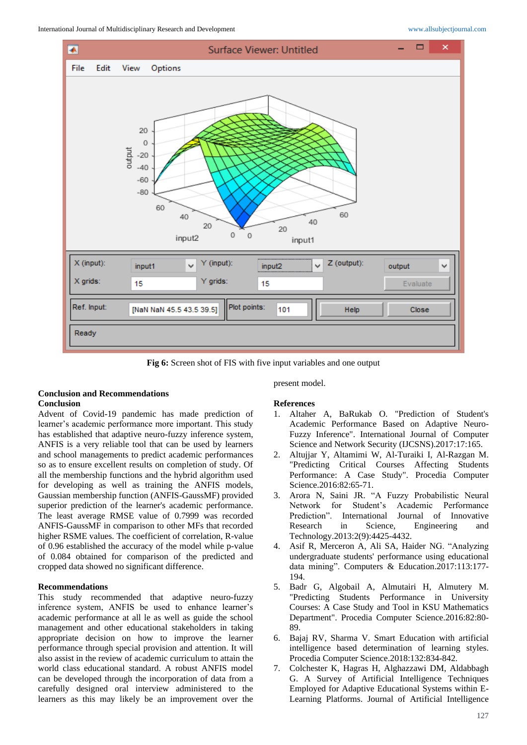Fig 6: Screen shot of FIS with five input variables and one output

## Conclusion and Recommendations

### Conclusion

Advent of Covid-19 pandemic has made prediction of learner's academic performance more important. This study has established that adaptive neuro-fuzzy inference system, ANFIS is a very reliable tool that can be used by learners and school managements to predict academic performances so as to ensure excellent results on completion of study. Of all the membership functions and the hybrid algorithm used for developing as well as training the ANFIS models, Gaussian membership function (ANFIS-GaussMF) provided superior prediction of the learner's academic performance. The least average RMSE value of 0.7999 was recorded ANFIS-GaussMF in comparison to other MFs that recorded higher RSME values. The coefficient of correlation, R-value of 0.96 established the accuracy of the model while p-value of 0.084 obtained for comparison of the predicted and cropped data showed no significant difference.

### Recommendations

This study recommended that adaptive neuro-fuzzy inference system, ANFIS be used to enhance learner's academic performance at all le as well as guide the school management and other educational stakeholders in taking appropriate decision on how to improve the learner performance through special provision and attention. It will also assist in the review of academic curriculum to attain the world class educational standard. A robust ANFIS model can be developed through the incorporation of data from a carefully designed oral interview administered to the learners as this may likely be an improvement over the present model.

## References

1. Altaher A, BaRukab O. "Prediction of Student's Academic Performance Based on Adaptive Neuro-Fuzzy Inference". International Journal of Computer Science and Network Security (IJCSNS).2017:17:165.
2. Altujjar Y, Altamimi W, Al-Turaiki I, Al-Razgan M. "Predicting Critical Courses Affecting Students Performance: A Case Study". Procedia Computer Science.2016:82:65-71.
3. Arora N, Saini JR. "A Fuzzy Probabilistic Neural Network for Student's Academic Performance Prediction". International Journal of Innovative Research in Science, Engineering and Technology.2013:2(9):4425-4432.
4. Asif R, Merceron A, Ali SA, Haider NG. "Analyzing undergraduate students' performance using educational data mining". Computers & Education.2017:113:177-194.
5. Badr G, Algobail A, Almutairi H, Almutery M. "Predicting Students Performance in University Courses: A Case Study and Tool in KSU Mathematics Department". Procedia Computer Science.2016:82:80-89.
6. Bajaj RV, Sharma V. Smart Education with artificial intelligence based determination of learning styles. Procedia Computer Science.2018:132:834-842.
7. Colchester K, Hagras H, Alghazzawi DM, Aldabbagh G. A Survey of Artificial Intelligence Techniques Employed for Adaptive Educational Systems within E-Learning Platforms. Journal of Artificial Intelligence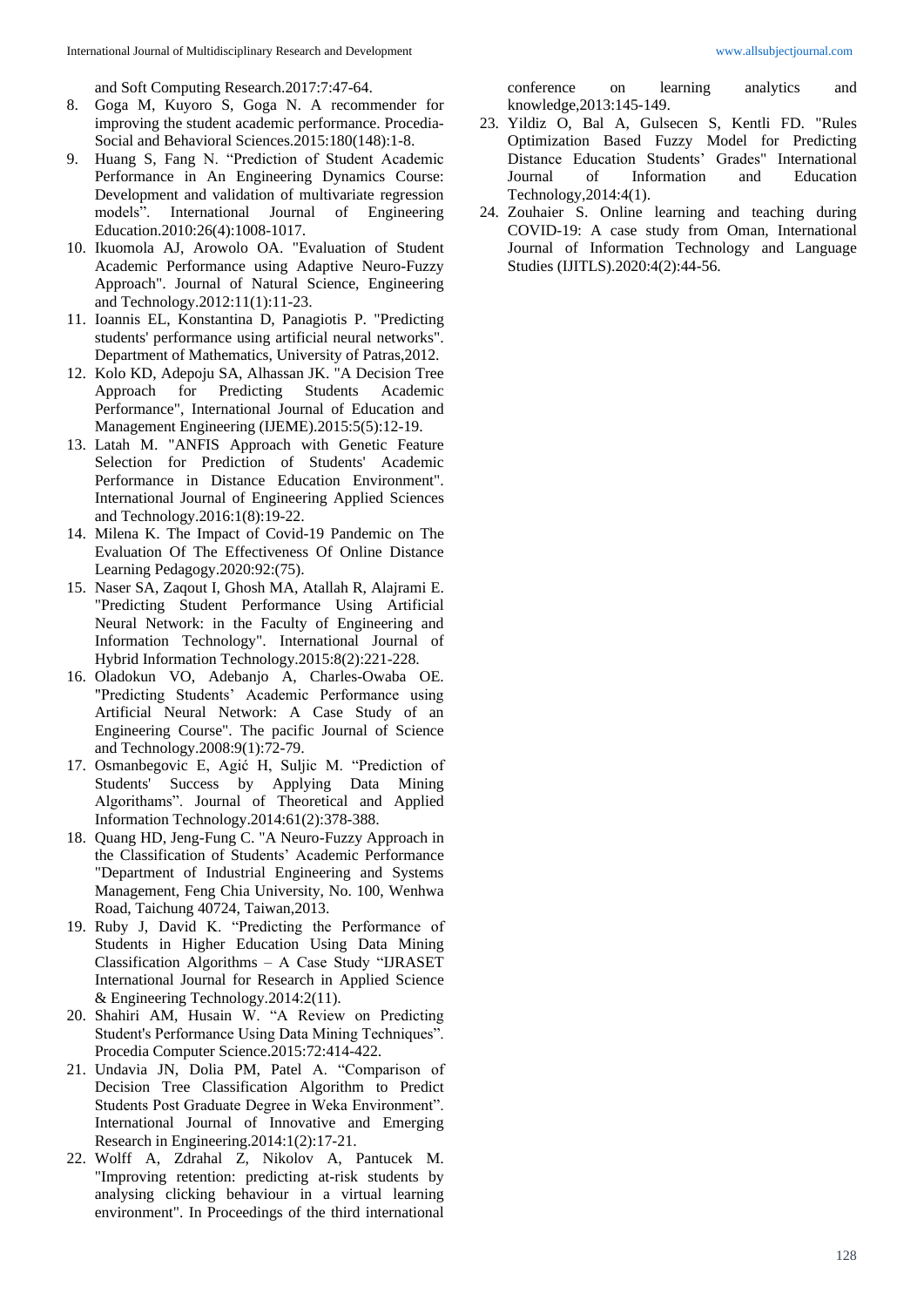and Soft Computing Research.2017:7:47-64.

8. Goga M, Kuyoro S, Goga N. A recommender for improving the student academic performance. Procedia-Social and Behavioral Sciences.2015:180(148):1-8.
9. Huang S, Fang N. "Prediction of Student Academic Performance in An Engineering Dynamics Course: Development and validation of multivariate regression models". International Journal of Engineering Education.2010:26(4):1008-1017.
10. Ikuomola AJ, Arowolo OA. "Evaluation of Student Academic Performance using Adaptive Neuro-Fuzzy Approach". Journal of Natural Science, Engineering and Technology.2012:11(1):11-23.
11. Ioannis EL, Konstantina D, Panagiotis P. "Predicting students' performance using artificial neural networks". Department of Mathematics, University of Patras,2012.
12. Kolo KD, Adepoju SA, Alhassan JK. "A Decision Tree Approach for Predicting Students Academic Performance", International Journal of Education and Management Engineering (IJEME).2015:5(5):12-19.
13. Latah M. "ANFIS Approach with Genetic Feature Selection for Prediction of Students' Academic Performance in Distance Education Environment". International Journal of Engineering Applied Sciences and Technology.2016:1(8):19-22.
14. Milena K. The Impact of Covid-19 Pandemic on The Evaluation Of The Effectiveness Of Online Distance Learning Pedagogy.2020:92:(75).
15. Naser SA, Zaqout I, Ghosh MA, Atallah R, Alajrami E. "Predicting Student Performance Using Artificial Neural Network: in the Faculty of Engineering and Information Technology". International Journal of Hybrid Information Technology.2015:8(2):221-228.
16. Oladokun VO, Adebanjo A, Charles-Owaba OE. "Predicting Students' Academic Performance using Artificial Neural Network: A Case Study of an Engineering Course". The pacific Journal of Science and Technology.2008:9(1):72-79.
17. Osmanbegovic E, Agić H, Suljic M. "Prediction of Students' Success by Applying Data Mining Algorithams". Journal of Theoretical and Applied Information Technology.2014:61(2):378-388.
18. Quang HD, Jeng-Fung C. "A Neuro-Fuzzy Approach in the Classification of Students' Academic Performance "Department of Industrial Engineering and Systems Management, Feng Chia University, No. 100, Wenhwa Road, Taichung 40724, Taiwan,2013.
19. Ruby J, David K. "Predicting the Performance of Students in Higher Education Using Data Mining Classification Algorithms – A Case Study "IJRASET International Journal for Research in Applied Science & Engineering Technology.2014:2(11).
20. Shahiri AM, Husain W. "A Review on Predicting Student's Performance Using Data Mining Techniques". Procedia Computer Science.2015:72:414-422.
21. Undavia JN, Dolia PM, Patel A. "Comparison of Decision Tree Classification Algorithm to Predict Students Post Graduate Degree in Weka Environment". International Journal of Innovative and Emerging Research in Engineering.2014:1(2):17-21.
22. Wolff A, Zdrahal Z, Nikolov A, Pantucek M. "Improving retention: predicting at-risk students by analysing clicking behaviour in a virtual learning environment". In Proceedings of the third international conference on learning analytics and knowledge,2013:145-149.
23. Yildiz O, Bal A, Gulsecen S, Kentli FD. "Rules Optimization Based Fuzzy Model for Predicting Distance Education Students' Grades" International Journal of Information and Education Technology,2014:4(1).
24. Zouhaier S. Online learning and teaching during COVID-19: A case study from Oman, International Journal of Information Technology and Language Studies (IJITLS).2020:4(2):44-56.